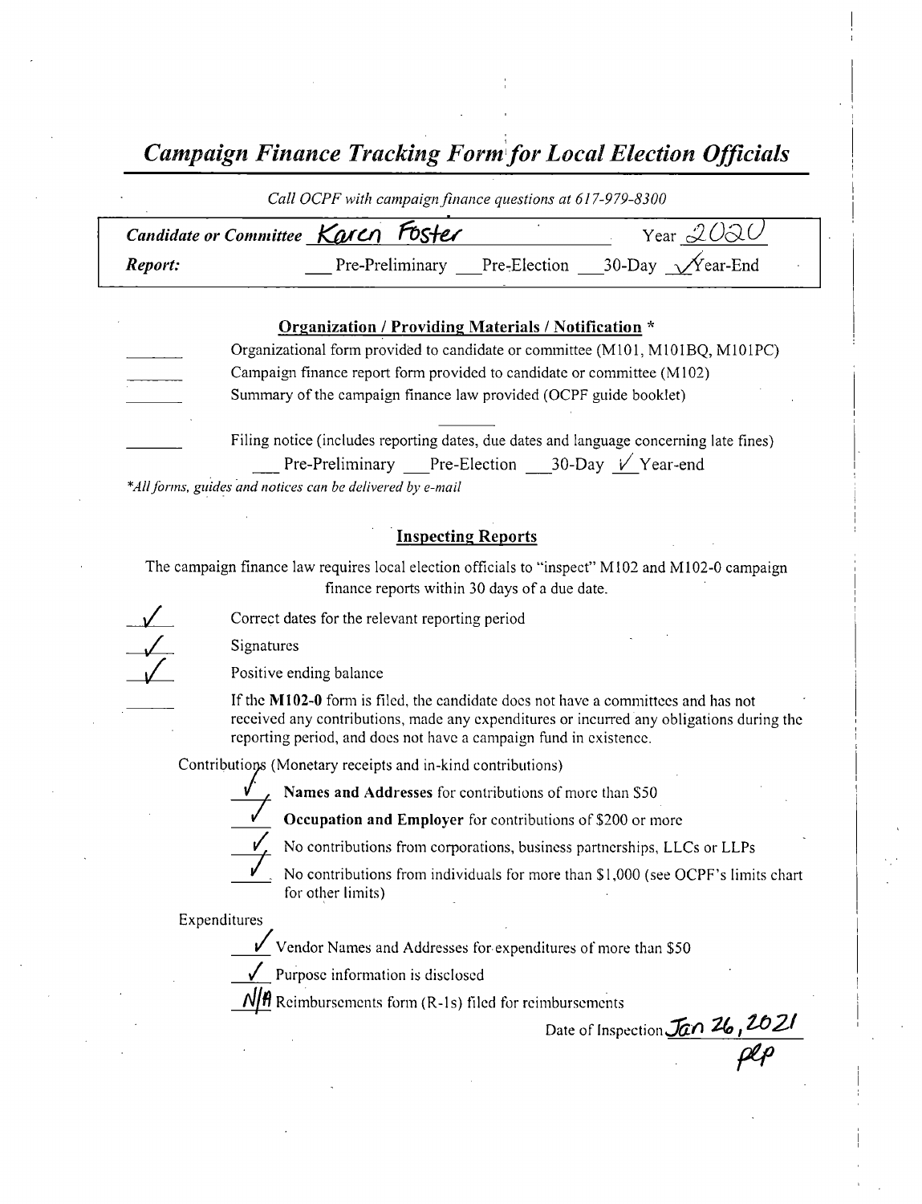# *Campaign Finance Tracking Form for Local Election Officials*

*Call OCPF with campaign finance questions at 617-979-8300*

**Candidate or Committee** Karen Foster Year 2020

**Report:** ___ Pre-Preliminary ___ Pre-Election ___ 30-Day ✓ Year-End

## Organization / Providing Materials / Notification *

___ Organizational form provided to candidate or committee (M101, M101BQ, M101PC)

___ Campaign finance report form provided to candidate or committee (M102)

___ Summary of the campaign finance law provided (OCPF guide booklet)

___ Filing notice (includes reporting dates, due dates and language concerning late fines)
___ Pre-Preliminary ___ Pre-Election ___ 30-Day ✓ Year-end

*\*All forms, guides and notices can be delivered by e-mail*

## Inspecting Reports

The campaign finance law requires local election officials to "inspect" M102 and M102-0 campaign finance reports within 30 days of a due date.

✓ Correct dates for the relevant reporting period

✓ Signatures

✓ Positive ending balance

___ If the **M102-0** form is filed, the candidate does not have a committees and has not received any contributions, made any expenditures or incurred any obligations during the reporting period, and does not have a campaign fund in existence.

Contributions (Monetary receipts and in-kind contributions)

✓ **Names and Addresses** for contributions of more than $50

✓ **Occupation and Employer** for contributions of $200 or more

✓ No contributions from corporations, business partnerships, LLCs or LLPs

✓ No contributions from individuals for more than $1,000 (see OCPF's limits chart for other limits)

Expenditures

✓ Vendor Names and Addresses for expenditures of more than $50

✓ Purpose information is disclosed

N/A Reimbursements form (R-1s) filed for reimbursements

Date of Inspection Jan 26, 2021

plp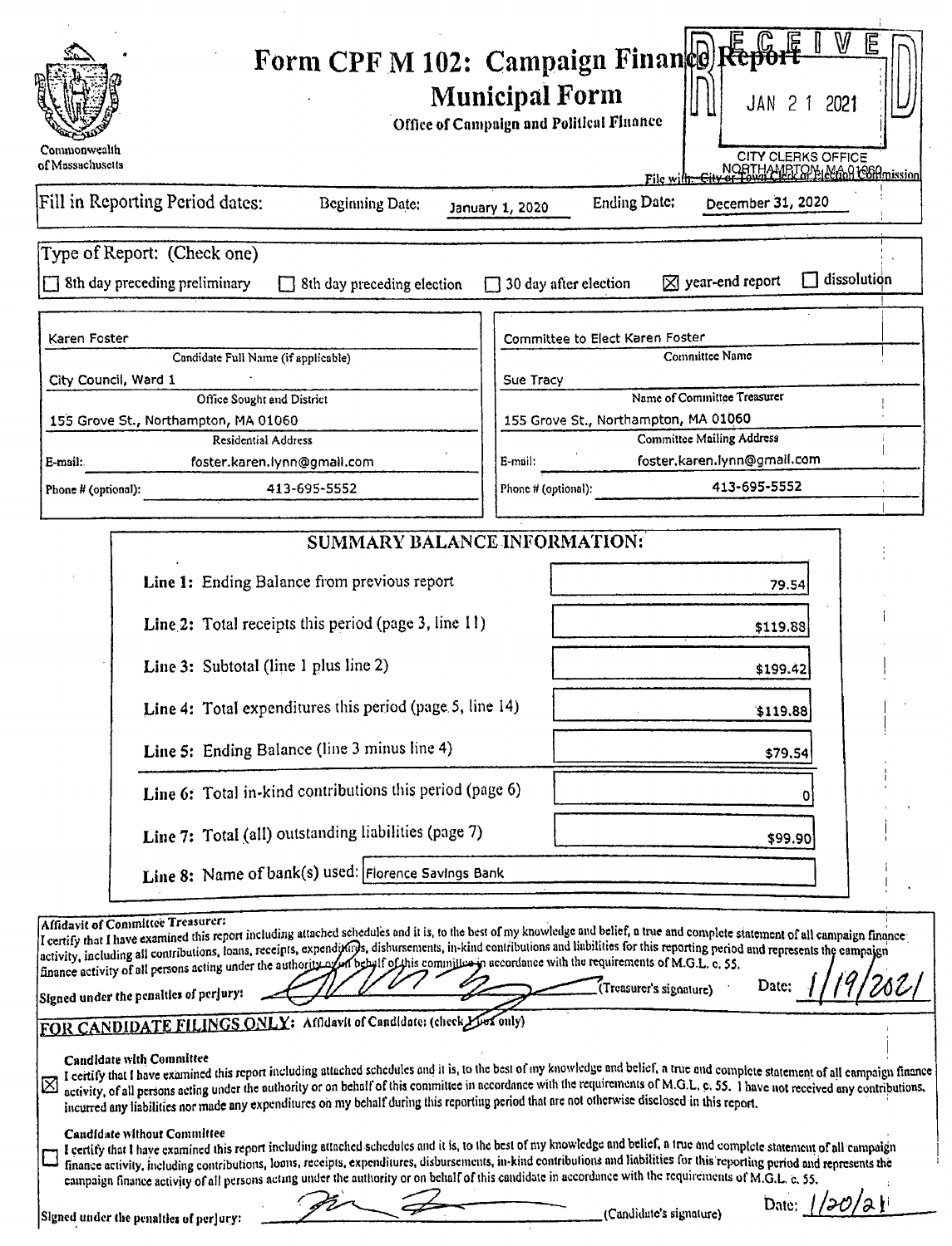Commonwealth of Massachusetts

# Form CPF M 102: Campaign Finance Report
## Municipal Form

Office of Campaign and Political Finance

RECEIVED
JAN 21 2021
CITY CLERKS OFFICE
NORTHAMPTON, MA 01060

File with: City or Town Clerk or Election Commission

Fill in Reporting Period dates: Beginning Date: January 1, 2020 Ending Date: December 31, 2020

Type of Report: (Check one)

☐ 8th day preceding preliminary ☐ 8th day preceding election ☐ 30 day after election ☒ year-end report ☐ dissolution

| | |
|---|---|
| Karen Foster | Committee to Elect Karen Foster |
| Candidate Full Name (if applicable) | Committee Name |
| City Council, Ward 1 | Sue Tracy |
| Office Sought and District | Name of Committee Treasurer |
| 155 Grove St., Northampton, MA 01060 | 155 Grove St., Northampton, MA 01060 |
| Residential Address | Committee Mailing Address |
| E-mail: foster.karen.lynn@gmail.com | E-mail: foster.karen.lynn@gmail.com |
| Phone # (optional): 413-695-5552 | Phone # (optional): 413-695-5552 |

## SUMMARY BALANCE INFORMATION:

| | |
|---|---|
| **Line 1:** Ending Balance from previous report | 79.54 |
| **Line 2:** Total receipts this period (page 3, line 11) | $119.88 |
| **Line 3:** Subtotal (line 1 plus line 2) | $199.42 |
| **Line 4:** Total expenditures this period (page 5, line 14) | $119.88 |
| **Line 5:** Ending Balance (line 3 minus line 4) | $79.54 |
| **Line 6:** Total in-kind contributions this period (page 6) | 0 |
| **Line 7:** Total (all) outstanding liabilities (page 7) | $99.90 |
| **Line 8:** Name of bank(s) used: | Florence Savings Bank |

**Affidavit of Committee Treasurer:**
I certify that I have examined this report including attached schedules and it is, to the best of my knowledge and belief, a true and complete statement of all campaign finance activity, including all contributions, loans, receipts, expenditures, disbursements, in-kind contributions and liabilities for this reporting period and represents the campaign finance activity of all persons acting under the authority or on behalf of this committee in accordance with the requirements of M.G.L. c. 55.

Signed under the penalties of perjury: [signature] (Treasurer's signature) Date: 1/19/2021

**FOR CANDIDATE FILINGS ONLY:** Affidavit of Candidate: (check 1 box only)

☒ **Candidate with Committee**
I certify that I have examined this report including attached schedules and it is, to the best of my knowledge and belief, a true and complete statement of all campaign finance activity, of all persons acting under the authority or on behalf of this committee in accordance with the requirements of M.G.L. c. 55. I have not received any contributions, incurred any liabilities nor made any expenditures on my behalf during this reporting period that are not otherwise disclosed in this report.

☐ **Candidate without Committee**
I certify that I have examined this report including attached schedules and it is, to the best of my knowledge and belief, a true and complete statement of all campaign finance activity, including contributions, loans, receipts, expenditures, disbursements, in-kind contributions and liabilities for this reporting period and represents the campaign finance activity of all persons acting under the authority or on behalf of this candidate in accordance with the requirements of M.G.L. c. 55.

Signed under the penalties of perjury: [signature] (Candidate's signature) Date: 1/20/21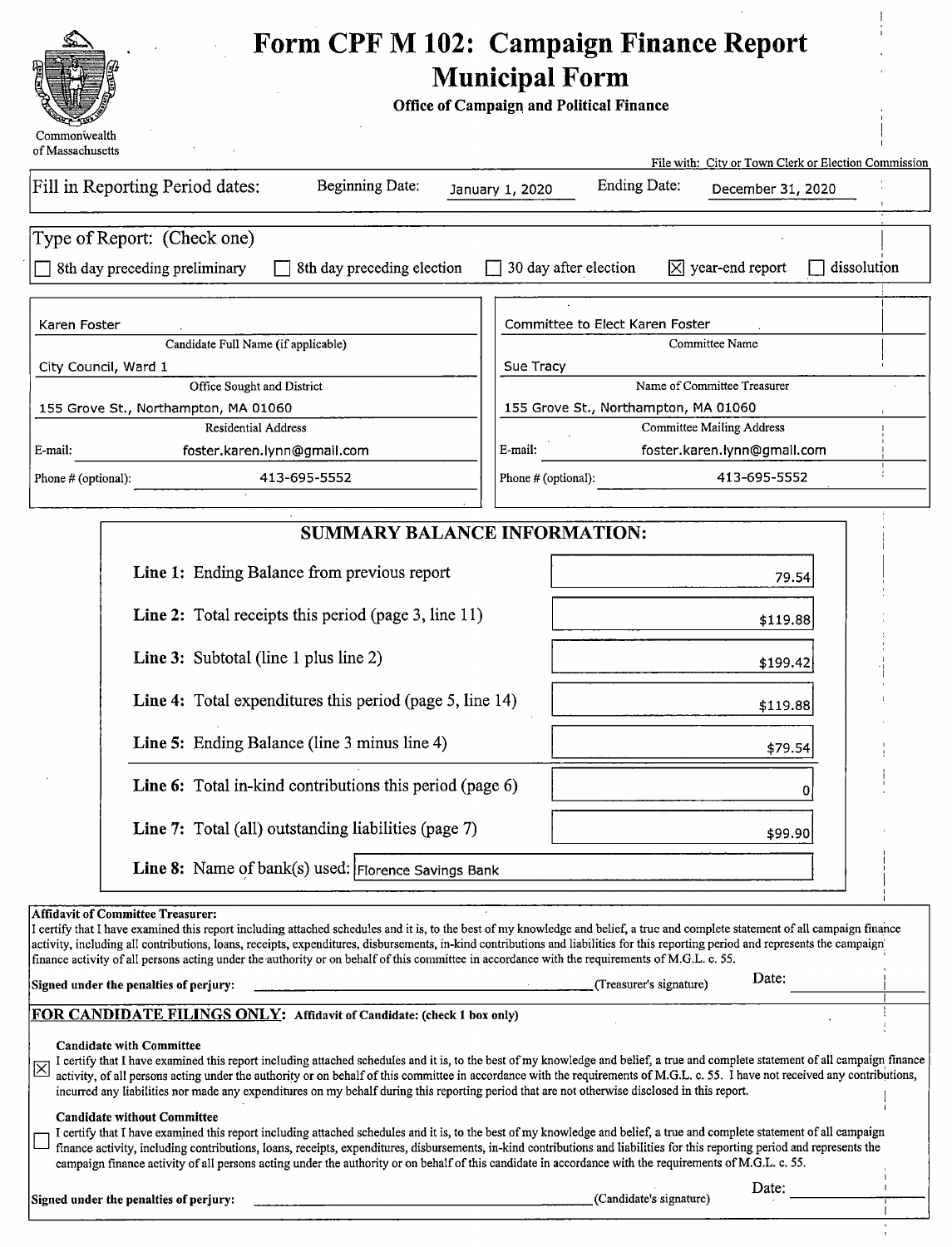# Form CPF M 102: Campaign Finance Report Municipal Form

**Office of Campaign and Political Finance**

Commonwealth of Massachusetts

File with: City or Town Clerk or Election Commission

Fill in Reporting Period dates: Beginning Date: January 1, 2020 Ending Date: December 31, 2020

Type of Report: (Check one)

- ☐ 8th day preceding preliminary
- ☐ 8th day preceding election
- ☐ 30 day after election
- ☒ year-end report
- ☐ dissolution

| | |
|---|---|
| Karen Foster | Committee to Elect Karen Foster |
| Candidate Full Name (if applicable) | Committee Name |
| City Council, Ward 1 | Sue Tracy |
| Office Sought and District | Name of Committee Treasurer |
| 155 Grove St., Northampton, MA 01060 | 155 Grove St., Northampton, MA 01060 |
| Residential Address | Committee Mailing Address |
| E-mail: foster.karen.lynn@gmail.com | E-mail: foster.karen.lynn@gmail.com |
| Phone # (optional): 413-695-5552 | Phone # (optional): 413-695-5552 |

## SUMMARY BALANCE INFORMATION:

| | |
|---|---|
| **Line 1:** Ending Balance from previous report | 79.54 |
| **Line 2:** Total receipts this period (page 3, line 11) | $119.88 |
| **Line 3:** Subtotal (line 1 plus line 2) | $199.42 |
| **Line 4:** Total expenditures this period (page 5, line 14) | $119.88 |
| **Line 5:** Ending Balance (line 3 minus line 4) | $79.54 |
| **Line 6:** Total in-kind contributions this period (page 6) | 0 |
| **Line 7:** Total (all) outstanding liabilities (page 7) | $99.90 |
| **Line 8:** Name of bank(s) used: | Florence Savings Bank |

**Affidavit of Committee Treasurer:**

I certify that I have examined this report including attached schedules and it is, to the best of my knowledge and belief, a true and complete statement of all campaign finance activity, including all contributions, loans, receipts, expenditures, disbursements, in-kind contributions and liabilities for this reporting period and represents the campaign finance activity of all persons acting under the authority or on behalf of this committee in accordance with the requirements of M.G.L. c. 55.

**Signed under the penalties of perjury:** \_\_\_\_\_\_\_\_\_\_\_\_\_\_\_\_\_\_\_\_ (Treasurer's signature) Date: \_\_\_\_\_\_\_\_

**FOR CANDIDATE FILINGS ONLY:** **Affidavit of Candidate: (check 1 box only)**

☒ **Candidate with Committee**

I certify that I have examined this report including attached schedules and it is, to the best of my knowledge and belief, a true and complete statement of all campaign finance activity, of all persons acting under the authority or on behalf of this committee in accordance with the requirements of M.G.L. c. 55. I have not received any contributions, incurred any liabilities nor made any expenditures on my behalf during this reporting period that are not otherwise disclosed in this report.

☐ **Candidate without Committee**

I certify that I have examined this report including attached schedules and it is, to the best of my knowledge and belief, a true and complete statement of all campaign finance activity, including contributions, loans, receipts, expenditures, disbursements, in-kind contributions and liabilities for this reporting period and represents the campaign finance activity of all persons acting under the authority or on behalf of this candidate in accordance with the requirements of M.G.L. c. 55.

**Signed under the penalties of perjury:** \_\_\_\_\_\_\_\_\_\_\_\_\_\_\_\_\_\_\_\_ (Candidate's signature) Date: \_\_\_\_\_\_\_\_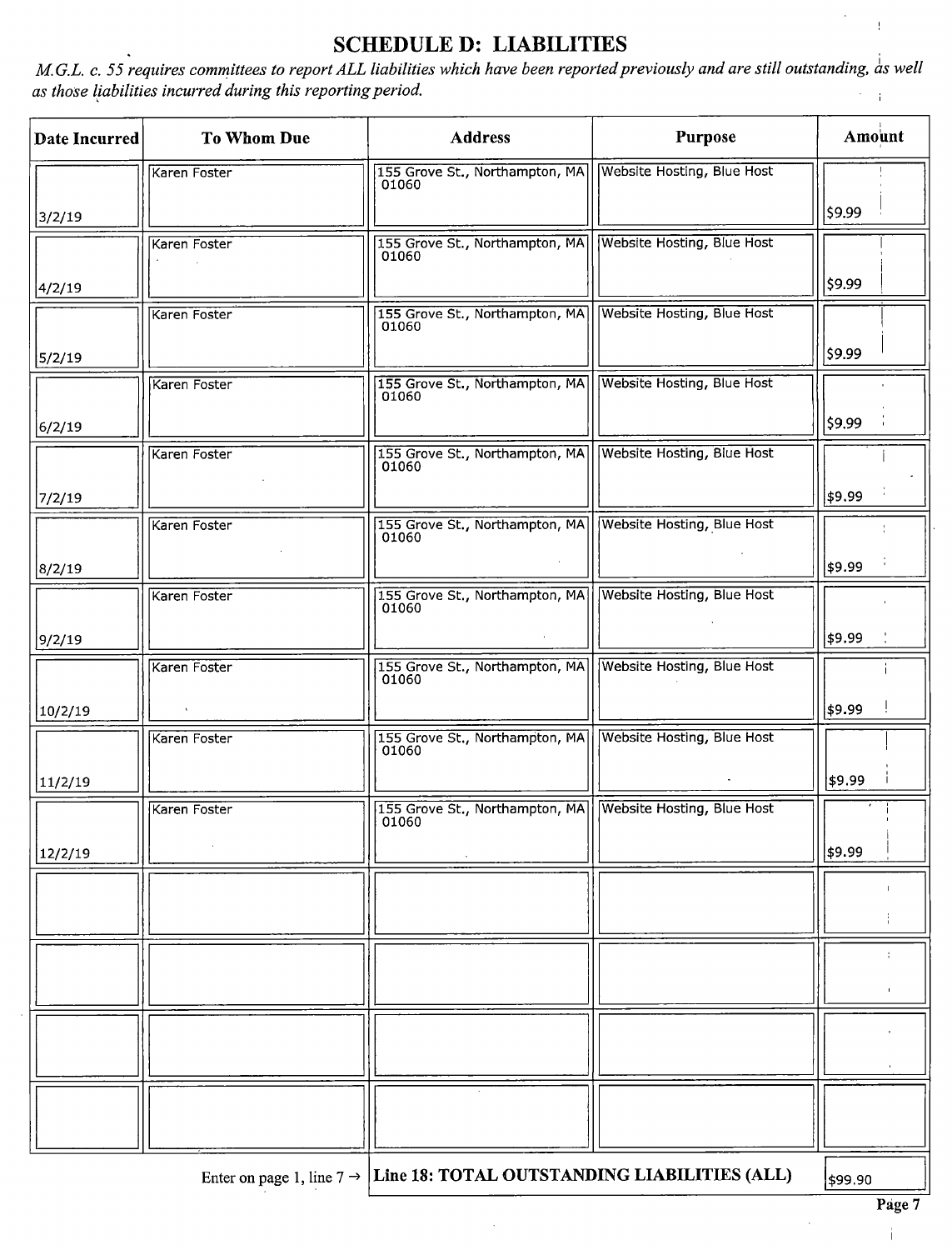# SCHEDULE D: LIABILITIES

*M.G.L. c. 55 requires committees to report ALL liabilities which have been reported previously and are still outstanding, as well as those liabilities incurred during this reporting period.*

| Date Incurred | To Whom Due | Address | Purpose | Amount |
|---|---|---|---|---|
| 3/2/19 | Karen Foster | 155 Grove St., Northampton, MA 01060 | Website Hosting, Blue Host | $9.99 |
| 4/2/19 | Karen Foster | 155 Grove St., Northampton, MA 01060 | Website Hosting, Blue Host | $9.99 |
| 5/2/19 | Karen Foster | 155 Grove St., Northampton, MA 01060 | Website Hosting, Blue Host | $9.99 |
| 6/2/19 | Karen Foster | 155 Grove St., Northampton, MA 01060 | Website Hosting, Blue Host | $9.99 |
| 7/2/19 | Karen Foster | 155 Grove St., Northampton, MA 01060 | Website Hosting, Blue Host | $9.99 |
| 8/2/19 | Karen Foster | 155 Grove St., Northampton, MA 01060 | Website Hosting, Blue Host | $9.99 |
| 9/2/19 | Karen Foster | 155 Grove St., Northampton, MA 01060 | Website Hosting, Blue Host | $9.99 |
| 10/2/19 | Karen Foster | 155 Grove St., Northampton, MA 01060 | Website Hosting, Blue Host | $9.99 |
| 11/2/19 | Karen Foster | 155 Grove St., Northampton, MA 01060 | Website Hosting, Blue Host | $9.99 |
| 12/2/19 | Karen Foster | 155 Grove St., Northampton, MA 01060 | Website Hosting, Blue Host | $9.99 |
| | | | | |
| | | | | |
| | | | | |
| | | | | |

Enter on page 1, line 7 → **Line 18: TOTAL OUTSTANDING LIABILITIES (ALL)** $99.90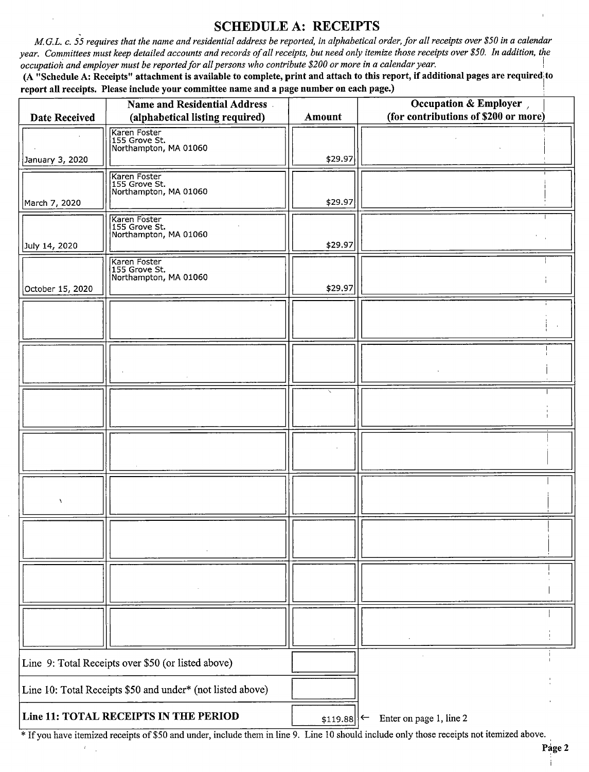# SCHEDULE A: RECEIPTS

*M.G.L. c. 55 requires that the name and residential address be reported, in alphabetical order, for all receipts over $50 in a calendar year. Committees must keep detailed accounts and records of all receipts, but need only itemize those receipts over $50. In addition, the occupation and employer must be reported for all persons who contribute $200 or more in a calendar year.*

**(A "Schedule A: Receipts" attachment is available to complete, print and attach to this report, if additional pages are required to report all receipts. Please include your committee name and a page number on each page.)**

| Date Received | Name and Residential Address (alphabetical listing required) | Amount | Occupation & Employer (for contributions of $200 or more) |
|---|---|---|---|
| January 3, 2020 | Karen Foster<br>155 Grove St.<br>Northampton, MA 01060 | $29.97 | |
| March 7, 2020 | Karen Foster<br>155 Grove St.<br>Northampton, MA 01060 | $29.97 | |
| July 14, 2020 | Karen Foster<br>155 Grove St.<br>Northampton, MA 01060 | $29.97 | |
| October 15, 2020 | Karen Foster<br>155 Grove St.<br>Northampton, MA 01060 | $29.97 | |
| | | | |
| | | | |
| | | | |
| | | | |
| | | | |
| | | | |
| | | | |
| | | | |

| | | |
|---|---|---|
| Line 9: Total Receipts over $50 (or listed above) | | |
| Line 10: Total Receipts $50 and under* (not listed above) | | |
| **Line 11: TOTAL RECEIPTS IN THE PERIOD** | $119.88 | ← Enter on page 1, line 2 |

* If you have itemized receipts of $50 and under, include them in line 9. Line 10 should include only those receipts not itemized above.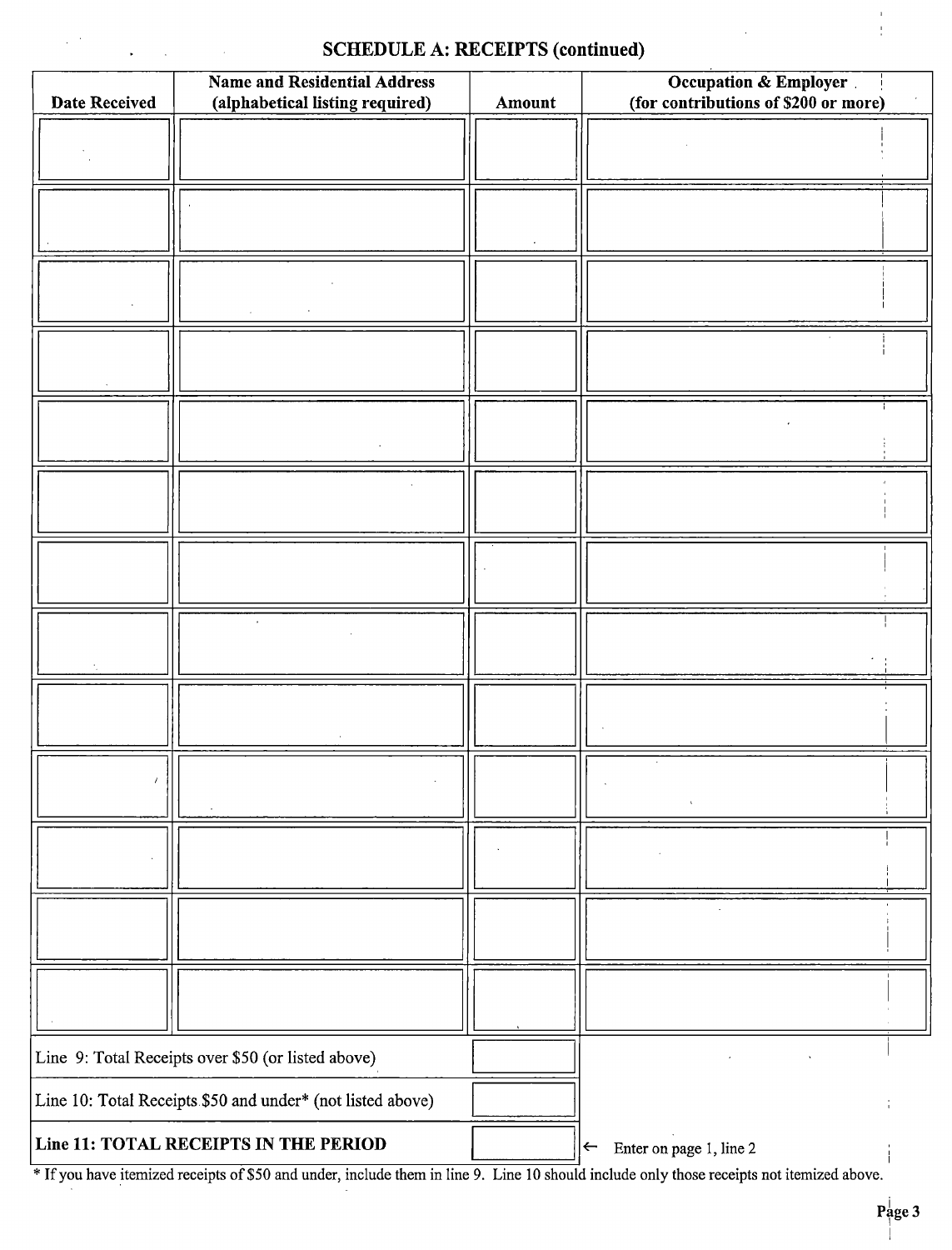## SCHEDULE A: RECEIPTS (continued)

| Date Received | Name and Residential Address (alphabetical listing required) | Amount | Occupation & Employer (for contributions of $200 or more) |
|---|---|---|---|
| | | | |
| | | | |
| | | | |
| | | | |
| | | | |
| | | | |
| | | | |
| | | | |
| | | | |
| | | | |
| | | | |
| | | | |
| | | | |

| | | |
|---|---|---|
| Line 9: Total Receipts over $50 (or listed above) | | |
| Line 10: Total Receipts $50 and under* (not listed above) | | |
| **Line 11: TOTAL RECEIPTS IN THE PERIOD** | | ← Enter on page 1, line 2 |

* If you have itemized receipts of $50 and under, include them in line 9. Line 10 should include only those receipts not itemized above.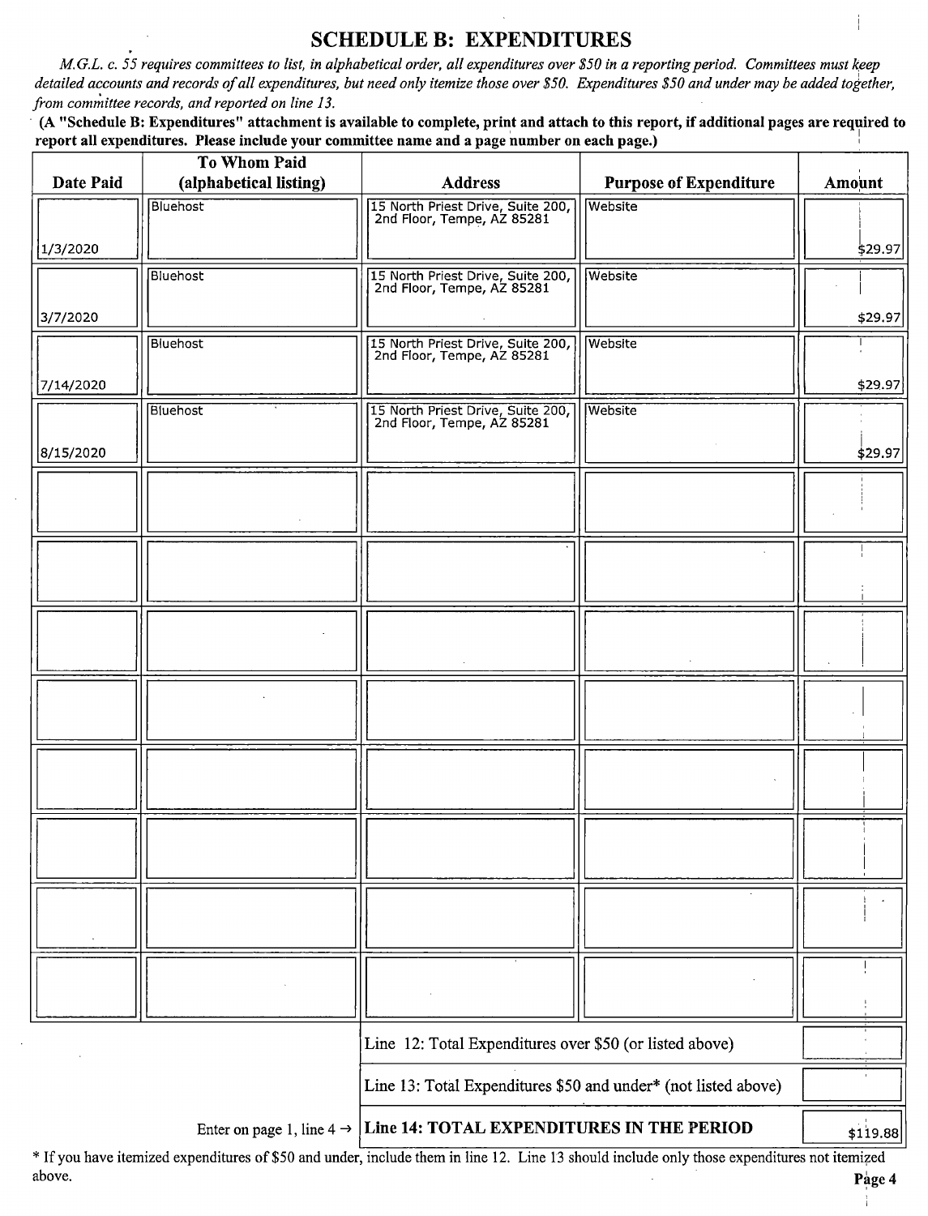# SCHEDULE B: EXPENDITURES

*M.G.L. c. 55 requires committees to list, in alphabetical order, all expenditures over $50 in a reporting period. Committees must keep detailed accounts and records of all expenditures, but need only itemize those over $50. Expenditures $50 and under may be added together, from committee records, and reported on line 13.*

**(A "Schedule B: Expenditures" attachment is available to complete, print and attach to this report, if additional pages are required to report all expenditures. Please include your committee name and a page number on each page.)**

| Date Paid | To Whom Paid (alphabetical listing) | Address | Purpose of Expenditure | Amount |
|---|---|---|---|---|
| 1/3/2020 | Bluehost | 15 North Priest Drive, Suite 200, 2nd Floor, Tempe, AZ 85281 | Website | $29.97 |
| 3/7/2020 | Bluehost | 15 North Priest Drive, Suite 200, 2nd Floor, Tempe, AZ 85281 | Website | $29.97 |
| 7/14/2020 | Bluehost | 15 North Priest Drive, Suite 200, 2nd Floor, Tempe, AZ 85281 | Website | $29.97 |
| 8/15/2020 | Bluehost | 15 North Priest Drive, Suite 200, 2nd Floor, Tempe, AZ 85281 | Website | $29.97 |
| | | | | |
| | | | | |
| | | | | |
| | | | | |
| | | | | |
| | | | | |
| | | | | |
| | | | | |

| | |
|---|---|
| Line 12: Total Expenditures over $50 (or listed above) | |
| Line 13: Total Expenditures $50 and under* (not listed above) | |
| Enter on page 1, line 4 → **Line 14: TOTAL EXPENDITURES IN THE PERIOD** | $119.88 |

* If you have itemized expenditures of $50 and under, include them in line 12. Line 13 should include only those expenditures not itemized above.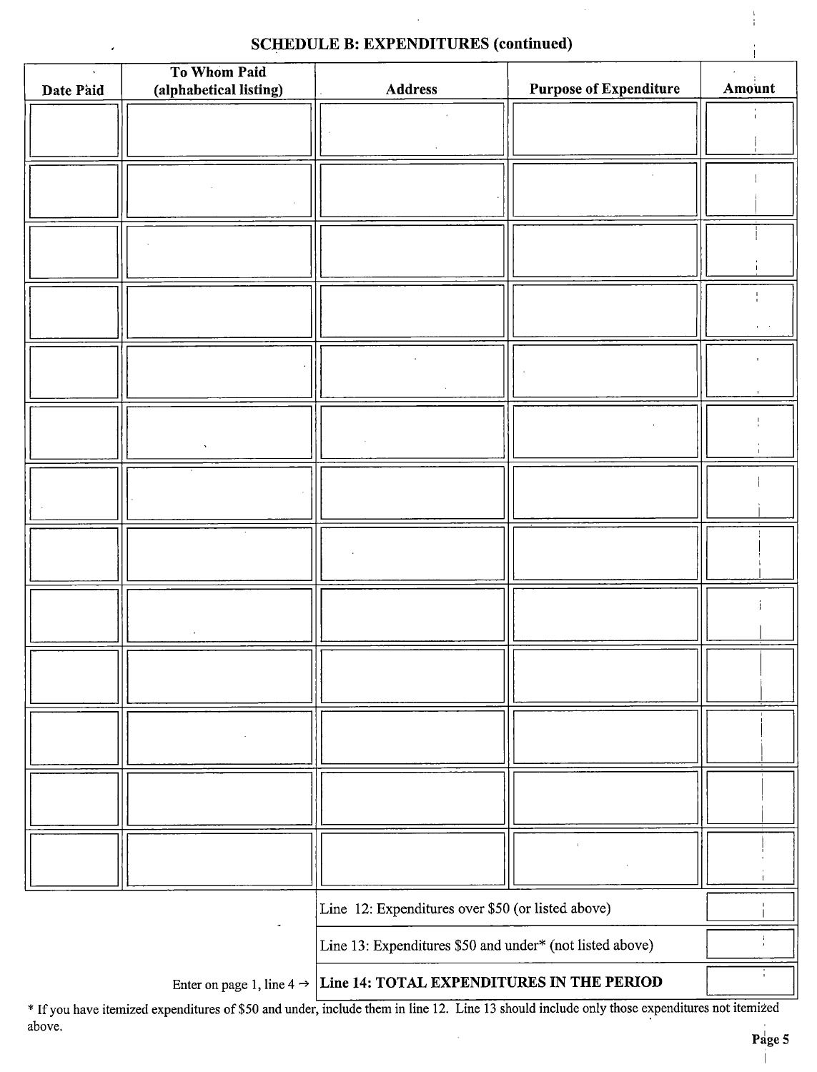**SCHEDULE B: EXPENDITURES (continued)**

| Date Paid | To Whom Paid (alphabetical listing) | Address | Purpose of Expenditure | Amount |
|---|---|---|---|---|
| | | | | |
| | | | | |
| | | | | |
| | | | | |
| | | | | |
| | | | | |
| | | | | |
| | | | | |
| | | | | |
| | | | | |
| | | | | |
| | | | | |
| | | | | |

| | |
|---|---|
| Line 12: Expenditures over $50 (or listed above) | |
| Line 13: Expenditures $50 and under* (not listed above) | |
| Enter on page 1, line 4 → **Line 14: TOTAL EXPENDITURES IN THE PERIOD** | |

* If you have itemized expenditures of $50 and under, include them in line 12. Line 13 should include only those expenditures not itemized above.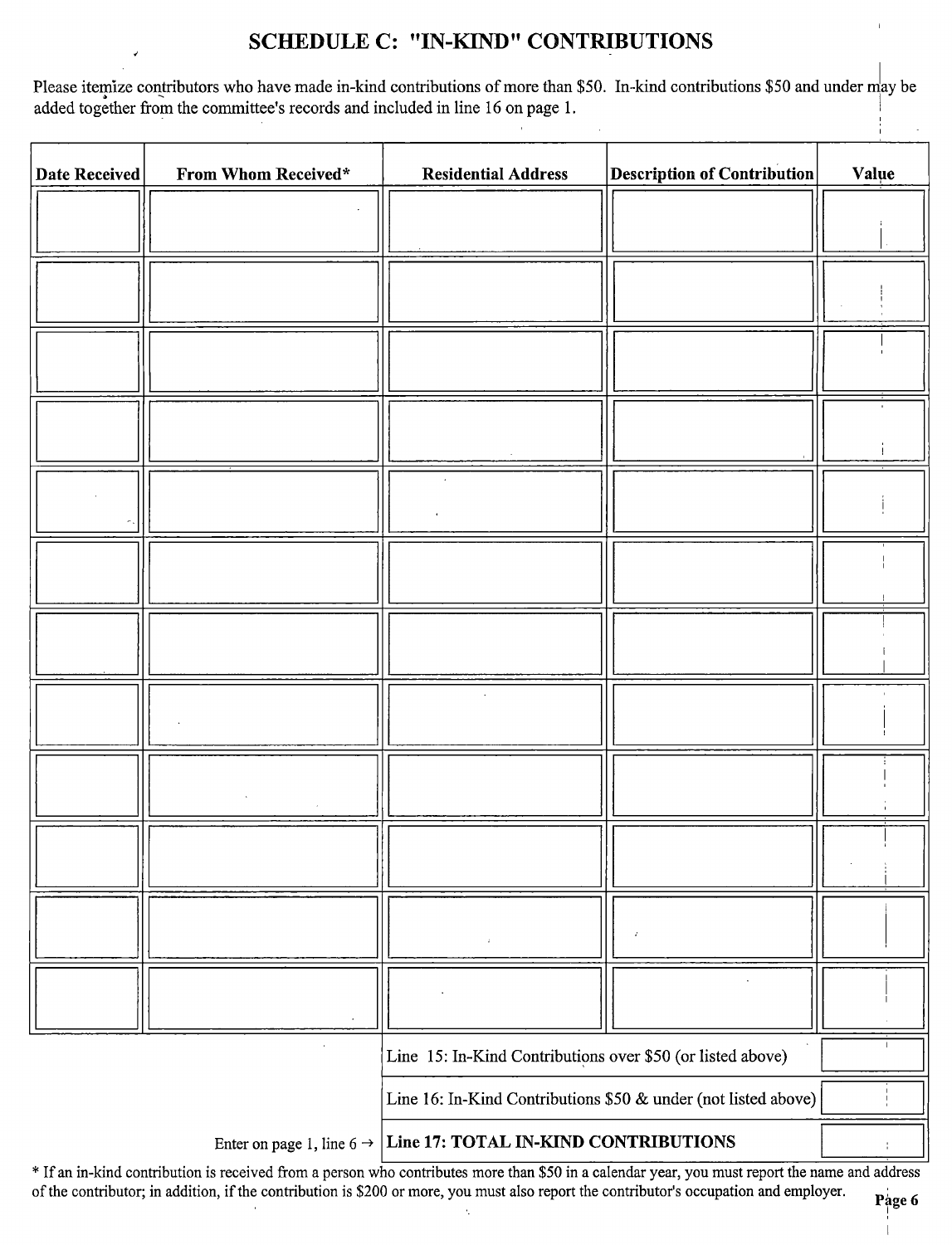## SCHEDULE C: "IN-KIND" CONTRIBUTIONS

Please itemize contributors who have made in-kind contributions of more than $50. In-kind contributions $50 and under may be added together from the committee's records and included in line 16 on page 1.

| Date Received | From Whom Received* | Residential Address | Description of Contribution | Value |
|---|---|---|---|---|
| | | | | |
| | | | | |
| | | | | |
| | | | | |
| | | | | |
| | | | | |
| | | | | |
| | | | | |
| | | | | |
| | | | | |
| | | | | |
| | | | | |

| | |
|---|---|
| Line 15: In-Kind Contributions over $50 (or listed above) | |
| Line 16: In-Kind Contributions $50 & under (not listed above) | |
| Enter on page 1, line 6 → **Line 17: TOTAL IN-KIND CONTRIBUTIONS** | |

* If an in-kind contribution is received from a person who contributes more than $50 in a calendar year, you must report the name and address of the contributor; in addition, if the contribution is $200 or more, you must also report the contributor's occupation and employer.